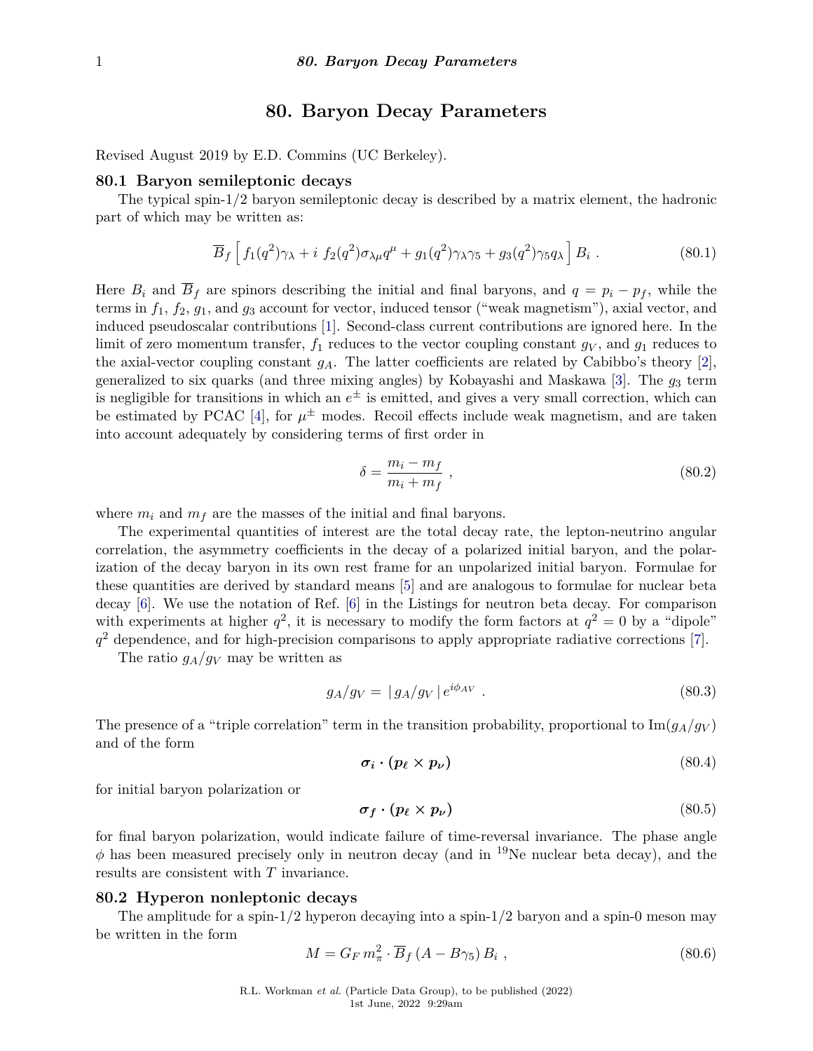# 80. Baryon Decay Parameters

Revised August 2019 by E.D. Commins (UC Berkeley).

## 80.1 Baryon semileptonic decays

The typical spin-1/2 baryon semileptonic decay is described by a matrix element, the hadronic part of which may be written as:

$$\overline{B}_f \left[ f_1(q^2)\gamma_\lambda + i\ f_2(q^2)\sigma_{\lambda\mu}q^\mu + g_1(q^2)\gamma_\lambda\gamma_5 + g_3(q^2)\gamma_5 q_\lambda \right] B_i \ . \tag{80.1}$$

Here $B_i$ and $\overline{B}_f$ are spinors describing the initial and final baryons, and $q = p_i - p_f$, while the terms in $f_1$, $f_2$, $g_1$, and $g_3$ account for vector, induced tensor ("weak magnetism"), axial vector, and induced pseudoscalar contributions [1]. Second-class current contributions are ignored here. In the limit of zero momentum transfer, $f_1$ reduces to the vector coupling constant $g_V$, and $g_1$ reduces to the axial-vector coupling constant $g_A$. The latter coefficients are related by Cabibbo's theory [2], generalized to six quarks (and three mixing angles) by Kobayashi and Maskawa [3]. The $g_3$ term is negligible for transitions in which an $e^\pm$ is emitted, and gives a very small correction, which can be estimated by PCAC [4], for $\mu^\pm$ modes. Recoil effects include weak magnetism, and are taken into account adequately by considering terms of first order in

$$\delta = \frac{m_i - m_f}{m_i + m_f} \ , \tag{80.2}$$

where $m_i$ and $m_f$ are the masses of the initial and final baryons.

The experimental quantities of interest are the total decay rate, the lepton-neutrino angular correlation, the asymmetry coefficients in the decay of a polarized initial baryon, and the polarization of the decay baryon in its own rest frame for an unpolarized initial baryon. Formulae for these quantities are derived by standard means [5] and are analogous to formulae for nuclear beta decay [6]. We use the notation of Ref. [6] in the Listings for neutron beta decay. For comparison with experiments at higher $q^2$, it is necessary to modify the form factors at $q^2 = 0$ by a "dipole" $q^2$ dependence, and for high-precision comparisons to apply appropriate radiative corrections [7].

The ratio $g_A/g_V$ may be written as

$$g_A/g_V = |\, g_A/g_V \,|\, e^{i\phi_{AV}} \ . \tag{80.3}$$

The presence of a "triple correlation" term in the transition probability, proportional to $\mathrm{Im}(g_A/g_V)$ and of the form

$$\boldsymbol{\sigma_i} \cdot (\boldsymbol{p_\ell} \times \boldsymbol{p_\nu}) \tag{80.4}$$

for initial baryon polarization or

$$\boldsymbol{\sigma_f} \cdot (\boldsymbol{p_\ell} \times \boldsymbol{p_\nu}) \tag{80.5}$$

for final baryon polarization, would indicate failure of time-reversal invariance. The phase angle $\phi$ has been measured precisely only in neutron decay (and in $^{19}$Ne nuclear beta decay), and the results are consistent with $T$ invariance.

## 80.2 Hyperon nonleptonic decays

The amplitude for a spin-1/2 hyperon decaying into a spin-1/2 baryon and a spin-0 meson may be written in the form

$$M = G_F\, m_\pi^2 \cdot \overline{B}_f\, (A - B\gamma_5)\, B_i \ , \tag{80.6}$$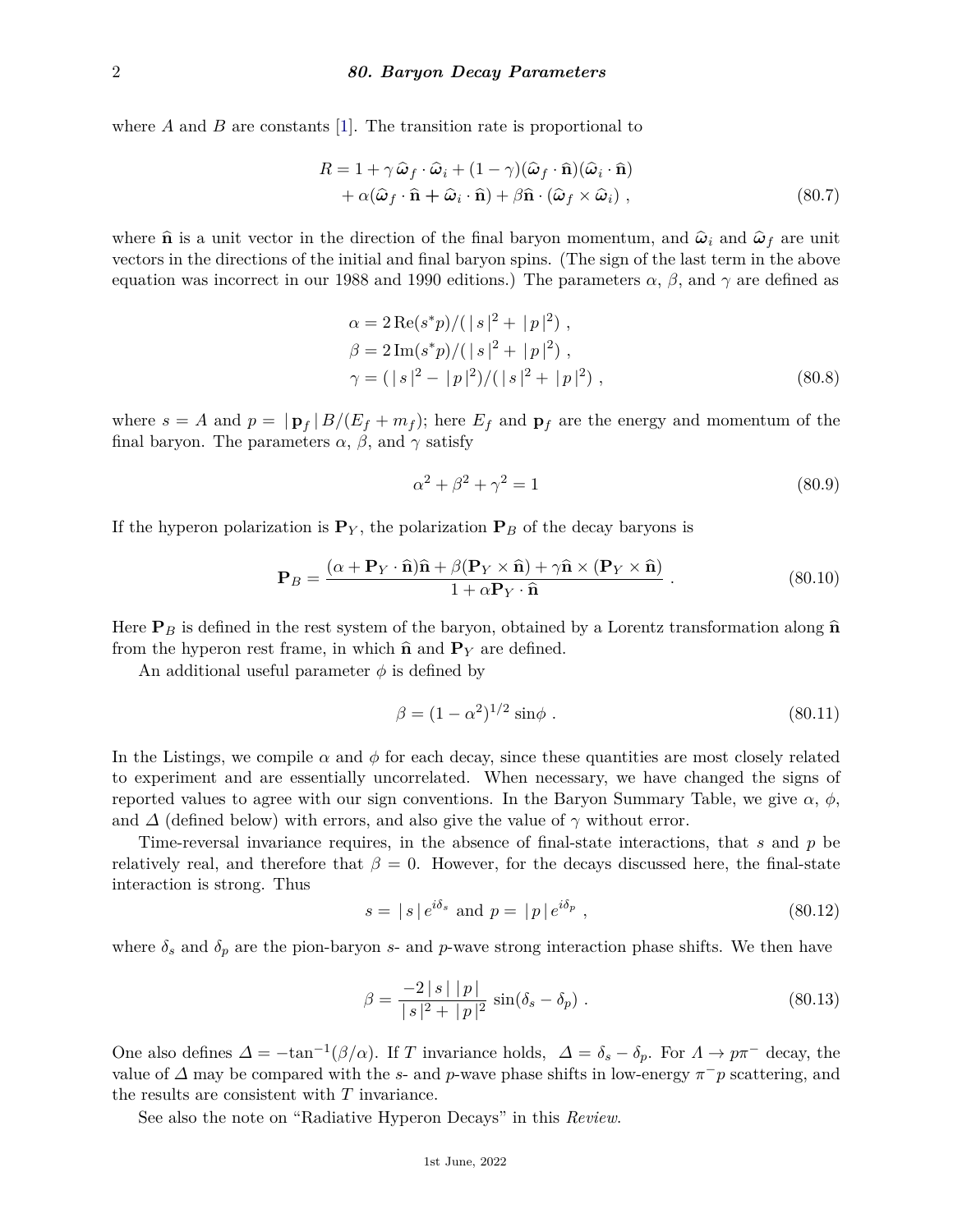where $A$ and $B$ are constants [1]. The transition rate is proportional to

$$
\begin{aligned}
R = 1 + \gamma\, \widehat{\boldsymbol{\omega}}_f \cdot \widehat{\boldsymbol{\omega}}_i + (1-\gamma)(\widehat{\boldsymbol{\omega}}_f \cdot \widehat{\mathbf{n}})(\widehat{\boldsymbol{\omega}}_i \cdot \widehat{\mathbf{n}}) \\
+ \alpha(\widehat{\boldsymbol{\omega}}_f \cdot \widehat{\mathbf{n}} + \widehat{\boldsymbol{\omega}}_i \cdot \widehat{\mathbf{n}}) + \beta \widehat{\mathbf{n}} \cdot (\widehat{\boldsymbol{\omega}}_f \times \widehat{\boldsymbol{\omega}}_i) \ ,
\end{aligned} \tag{80.7}
$$

where $\widehat{\mathbf{n}}$ is a unit vector in the direction of the final baryon momentum, and $\widehat{\boldsymbol{\omega}}_i$ and $\widehat{\boldsymbol{\omega}}_f$ are unit vectors in the directions of the initial and final baryon spins. (The sign of the last term in the above equation was incorrect in our 1988 and 1990 editions.) The parameters $\alpha$, $\beta$, and $\gamma$ are defined as

$$
\begin{aligned}
\alpha &= 2\,\mathrm{Re}(s^* p)/(\,|\,s\,|^2 + \,|\,p\,|^2) \ , \\
\beta &= 2\,\mathrm{Im}(s^* p)/(\,|\,s\,|^2 + \,|\,p\,|^2) \ , \\
\gamma &= (\,|\,s\,|^2 - \,|\,p\,|^2)/(\,|\,s\,|^2 + \,|\,p\,|^2) \ ,
\end{aligned} \tag{80.8}
$$

where $s = A$ and $p = |\,\mathbf{p}_f\,|\, B/(E_f + m_f)$; here $E_f$ and $\mathbf{p}_f$ are the energy and momentum of the final baryon. The parameters $\alpha$, $\beta$, and $\gamma$ satisfy

$$
\alpha^2 + \beta^2 + \gamma^2 = 1 \tag{80.9}
$$

If the hyperon polarization is $\mathbf{P}_Y$, the polarization $\mathbf{P}_B$ of the decay baryons is

$$
\mathbf{P}_B = \frac{(\alpha + \mathbf{P}_Y \cdot \widehat{\mathbf{n}})\widehat{\mathbf{n}} + \beta(\mathbf{P}_Y \times \widehat{\mathbf{n}}) + \gamma \widehat{\mathbf{n}} \times (\mathbf{P}_Y \times \widehat{\mathbf{n}})}{1 + \alpha \mathbf{P}_Y \cdot \widehat{\mathbf{n}}} \ . \tag{80.10}
$$

Here $\mathbf{P}_B$ is defined in the rest system of the baryon, obtained by a Lorentz transformation along $\widehat{\mathbf{n}}$ from the hyperon rest frame, in which $\widehat{\mathbf{n}}$ and $\mathbf{P}_Y$ are defined.

An additional useful parameter $\phi$ is defined by

$$
\beta = (1 - \alpha^2)^{1/2} \sin\phi \ . \tag{80.11}
$$

In the Listings, we compile $\alpha$ and $\phi$ for each decay, since these quantities are most closely related to experiment and are essentially uncorrelated. When necessary, we have changed the signs of reported values to agree with our sign conventions. In the Baryon Summary Table, we give $\alpha$, $\phi$, and $\varDelta$ (defined below) with errors, and also give the value of $\gamma$ without error.

Time-reversal invariance requires, in the absence of final-state interactions, that $s$ and $p$ be relatively real, and therefore that $\beta = 0$. However, for the decays discussed here, the final-state interaction is strong. Thus

$$
s = |\,s\,|\, e^{i\delta_s} \text{ and } p = |\,p\,|\, e^{i\delta_p} \ , \tag{80.12}
$$

where $\delta_s$ and $\delta_p$ are the pion-baryon $s$- and $p$-wave strong interaction phase shifts. We then have

$$
\beta = \frac{-2\,|\,s\,|\,\,|\,p\,|}{|\,s\,|^2 + \,|\,p\,|^2} \sin(\delta_s - \delta_p) \ . \tag{80.13}
$$

One also defines $\varDelta = -\tan^{-1}(\beta/\alpha)$. If $T$ invariance holds, $\varDelta = \delta_s - \delta_p$. For $\Lambda \to p\pi^-$ decay, the value of $\varDelta$ may be compared with the $s$- and $p$-wave phase shifts in low-energy $\pi^- p$ scattering, and the results are consistent with $T$ invariance.

See also the note on "Radiative Hyperon Decays" in this *Review*.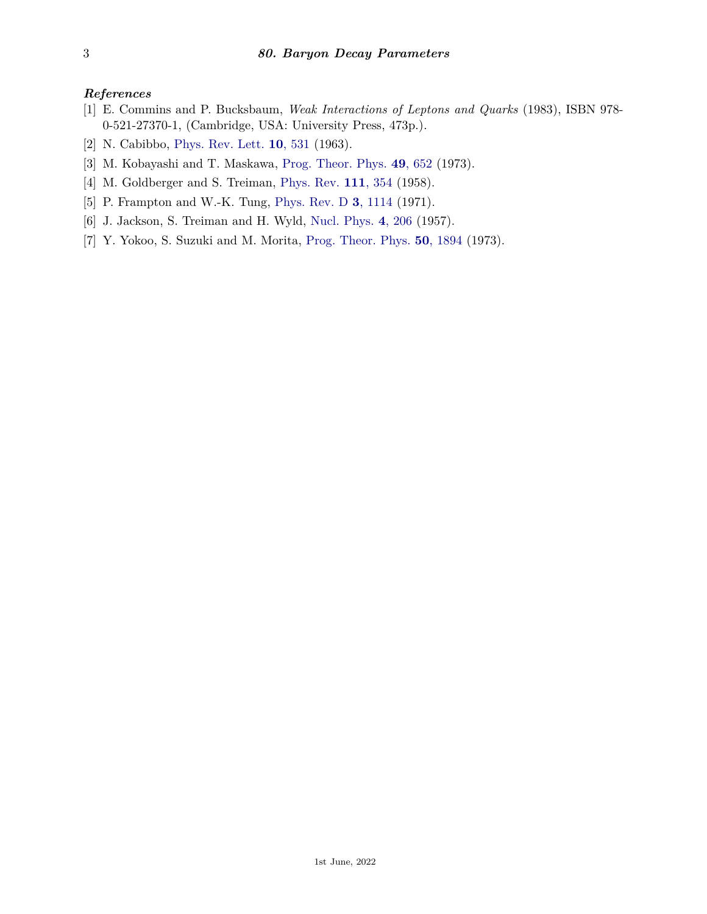### *References*

[1] E. Commins and P. Bucksbaum, *Weak Interactions of Leptons and Quarks* (1983), ISBN 978-0-521-27370-1, (Cambridge, USA: University Press, 473p.).

[2] N. Cabibbo, Phys. Rev. Lett. **10**, 531 (1963).

[3] M. Kobayashi and T. Maskawa, Prog. Theor. Phys. **49**, 652 (1973).

[4] M. Goldberger and S. Treiman, Phys. Rev. **111**, 354 (1958).

[5] P. Frampton and W.-K. Tung, Phys. Rev. D **3**, 1114 (1971).

[6] J. Jackson, S. Treiman and H. Wyld, Nucl. Phys. **4**, 206 (1957).

[7] Y. Yokoo, S. Suzuki and M. Morita, Prog. Theor. Phys. **50**, 1894 (1973).